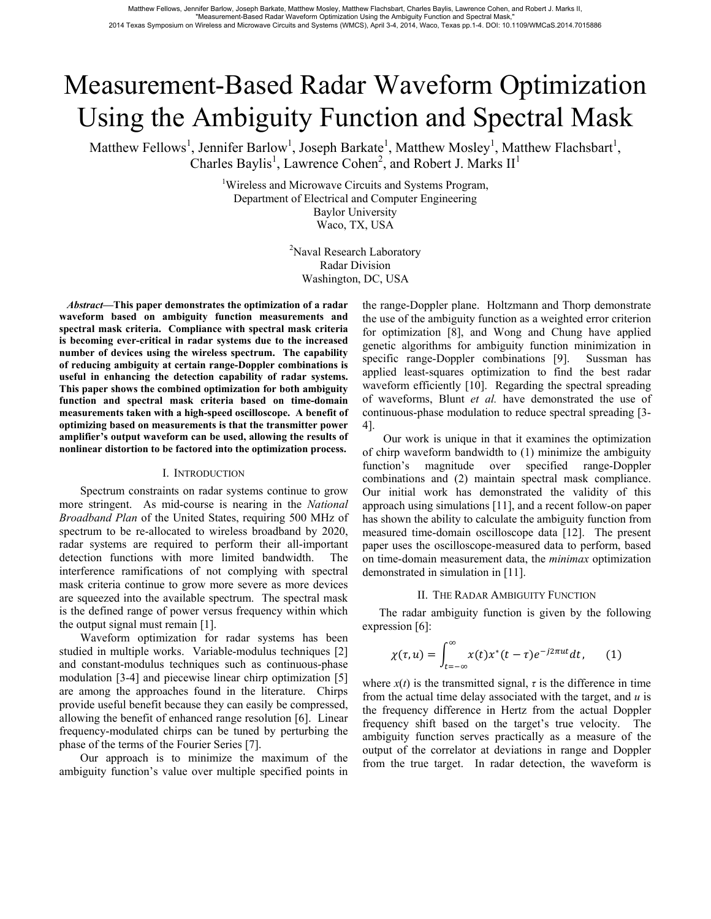# Measurement-Based Radar Waveform Optimization Using the Ambiguity Function and Spectral Mask

Matthew Fellows[1], Jennifer Barlow[1], Joseph Barkate[1], Matthew Mosley[1], Matthew Flachsbart[1], Charles Baylis[1], Lawrence Cohen[2], and Robert J. Marks II[1]

[1]Wireless and Microwave Circuits and Systems Program,
Department of Electrical and Computer Engineering
Baylor University
Waco, TX, USA

[2]Naval Research Laboratory
Radar Division
Washington, DC, USA

***Abstract*—This paper demonstrates the optimization of a radar waveform based on ambiguity function measurements and spectral mask criteria. Compliance with spectral mask criteria is becoming ever-critical in radar systems due to the increased number of devices using the wireless spectrum. The capability of reducing ambiguity at certain range-Doppler combinations is useful in enhancing the detection capability of radar systems. This paper shows the combined optimization for both ambiguity function and spectral mask criteria based on time-domain measurements taken with a high-speed oscilloscope. A benefit of optimizing based on measurements is that the transmitter power amplifier's output waveform can be used, allowing the results of nonlinear distortion to be factored into the optimization process.**

## I. Introduction

Spectrum constraints on radar systems continue to grow more stringent. As mid-course is nearing in the *National Broadband Plan* of the United States, requiring 500 MHz of spectrum to be re-allocated to wireless broadband by 2020, radar systems are required to perform their all-important detection functions with more limited bandwidth. The interference ramifications of not complying with spectral mask criteria continue to grow more severe as more devices are squeezed into the available spectrum. The spectral mask is the defined range of power versus frequency within which the output signal must remain [1].

Waveform optimization for radar systems has been studied in multiple works. Variable-modulus techniques [2] and constant-modulus techniques such as continuous-phase modulation [3-4] and piecewise linear chirp optimization [5] are among the approaches found in the literature. Chirps provide useful benefit because they can easily be compressed, allowing the benefit of enhanced range resolution [6]. Linear frequency-modulated chirps can be tuned by perturbing the phase of the terms of the Fourier Series [7].

Our approach is to minimize the maximum of the ambiguity function's value over multiple specified points in the range-Doppler plane. Holtzmann and Thorp demonstrate the use of the ambiguity function as a weighted error criterion for optimization [8], and Wong and Chung have applied genetic algorithms for ambiguity function minimization in specific range-Doppler combinations [9]. Sussman has applied least-squares optimization to find the best radar waveform efficiently [10]. Regarding the spectral spreading of waveforms, Blunt *et al.* have demonstrated the use of continuous-phase modulation to reduce spectral spreading [3-4].

Our work is unique in that it examines the optimization of chirp waveform bandwidth to (1) minimize the ambiguity function's magnitude over specified range-Doppler combinations and (2) maintain spectral mask compliance. Our initial work has demonstrated the validity of this approach using simulations [11], and a recent follow-on paper has shown the ability to calculate the ambiguity function from measured time-domain oscilloscope data [12]. The present paper uses the oscilloscope-measured data to perform, based on time-domain measurement data, the *minimax* optimization demonstrated in simulation in [11].

## II. The Radar Ambiguity Function

The radar ambiguity function is given by the following expression [6]:

$$\chi(\tau,u) = \int_{t=-\infty}^{\infty} x(t)x^*(t-\tau)e^{-j2\pi ut}dt, \qquad (1)$$

where $x(t)$ is the transmitted signal, $\tau$ is the difference in time from the actual time delay associated with the target, and $u$ is the frequency difference in Hertz from the actual Doppler frequency shift based on the target's true velocity. The ambiguity function serves practically as a measure of the output of the correlator at deviations in range and Doppler from the true target. In radar detection, the waveform is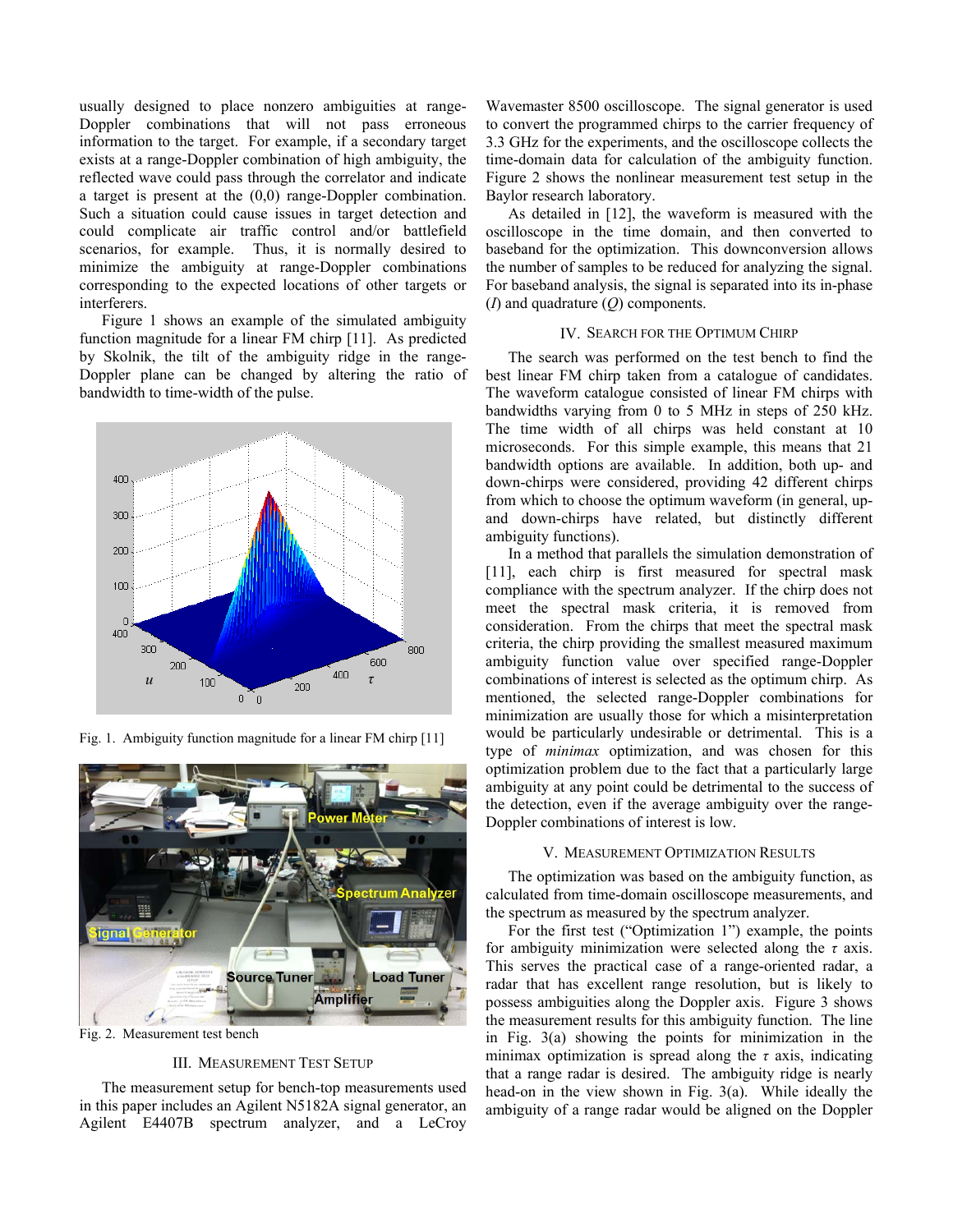usually designed to place nonzero ambiguities at range-Doppler combinations that will not pass erroneous information to the target. For example, if a secondary target exists at a range-Doppler combination of high ambiguity, the reflected wave could pass through the correlator and indicate a target is present at the (0,0) range-Doppler combination. Such a situation could cause issues in target detection and could complicate air traffic control and/or battlefield scenarios, for example. Thus, it is normally desired to minimize the ambiguity at range-Doppler combinations corresponding to the expected locations of other targets or interferers.

Figure 1 shows an example of the simulated ambiguity function magnitude for a linear FM chirp [11]. As predicted by Skolnik, the tilt of the ambiguity ridge in the range-Doppler plane can be changed by altering the ratio of bandwidth to time-width of the pulse.

Fig. 1. Ambiguity function magnitude for a linear FM chirp [11]

Fig. 2. Measurement test bench

## III. Measurement Test Setup

The measurement setup for bench-top measurements used in this paper includes an Agilent N5182A signal generator, an Agilent E4407B spectrum analyzer, and a LeCroy Wavemaster 8500 oscilloscope. The signal generator is used to convert the programmed chirps to the carrier frequency of 3.3 GHz for the experiments, and the oscilloscope collects the time-domain data for calculation of the ambiguity function. Figure 2 shows the nonlinear measurement test setup in the Baylor research laboratory.

As detailed in [12], the waveform is measured with the oscilloscope in the time domain, and then converted to baseband for the optimization. This downconversion allows the number of samples to be reduced for analyzing the signal. For baseband analysis, the signal is separated into its in-phase ($I$) and quadrature ($Q$) components.

## IV. Search for the Optimum Chirp

The search was performed on the test bench to find the best linear FM chirp taken from a catalogue of candidates. The waveform catalogue consisted of linear FM chirps with bandwidths varying from 0 to 5 MHz in steps of 250 kHz. The time width of all chirps was held constant at 10 microseconds. For this simple example, this means that 21 bandwidth options are available. In addition, both up- and down-chirps were considered, providing 42 different chirps from which to choose the optimum waveform (in general, up- and down-chirps have related, but distinctly different ambiguity functions).

In a method that parallels the simulation demonstration of [11], each chirp is first measured for spectral mask compliance with the spectrum analyzer. If the chirp does not meet the spectral mask criteria, it is removed from consideration. From the chirps that meet the spectral mask criteria, the chirp providing the smallest measured maximum ambiguity function value over specified range-Doppler combinations of interest is selected as the optimum chirp. As mentioned, the selected range-Doppler combinations for minimization are usually those for which a misinterpretation would be particularly undesirable or detrimental. This is a type of *minimax* optimization, and was chosen for this optimization problem due to the fact that a particularly large ambiguity at any point could be detrimental to the success of the detection, even if the average ambiguity over the range-Doppler combinations of interest is low.

## V. Measurement Optimization Results

The optimization was based on the ambiguity function, as calculated from time-domain oscilloscope measurements, and the spectrum as measured by the spectrum analyzer.

For the first test ("Optimization 1") example, the points for ambiguity minimization were selected along the $\tau$ axis. This serves the practical case of a range-oriented radar, a radar that has excellent range resolution, but is likely to possess ambiguities along the Doppler axis. Figure 3 shows the measurement results for this ambiguity function. The line in Fig. 3(a) showing the points for minimization in the minimax optimization is spread along the $\tau$ axis, indicating that a range radar is desired. The ambiguity ridge is nearly head-on in the view shown in Fig. 3(a). While ideally the ambiguity of a range radar would be aligned on the Doppler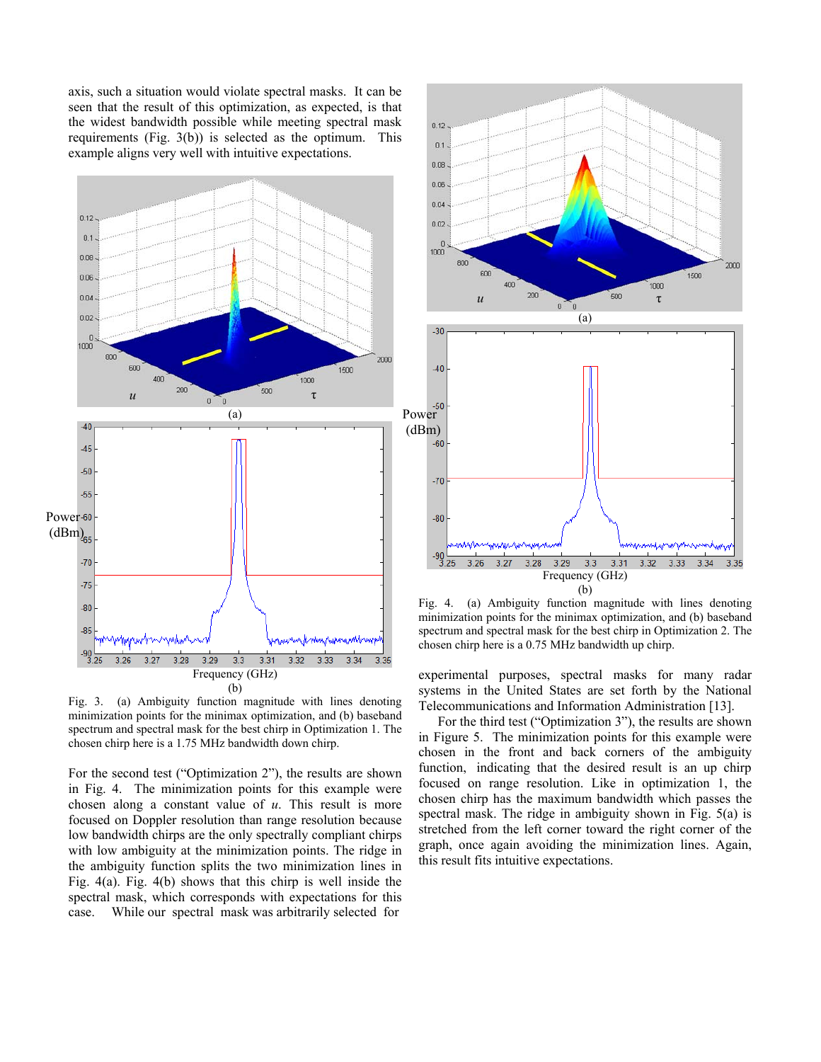axis, such a situation would violate spectral masks. It can be seen that the result of this optimization, as expected, is that the widest bandwidth possible while meeting spectral mask requirements (Fig. 3(b)) is selected as the optimum. This example aligns very well with intuitive expectations.

Fig. 3. (a) Ambiguity function magnitude with lines denoting minimization points for the minimax optimization, and (b) baseband spectrum and spectral mask for the best chirp in Optimization 1. The chosen chirp here is a 1.75 MHz bandwidth down chirp.

For the second test ("Optimization 2"), the results are shown in Fig. 4. The minimization points for this example were chosen along a constant value of $u$. This result is more focused on Doppler resolution than range resolution because low bandwidth chirps are the only spectrally compliant chirps with low ambiguity at the minimization points. The ridge in the ambiguity function splits the two minimization lines in Fig. 4(a). Fig. 4(b) shows that this chirp is well inside the spectral mask, which corresponds with expectations for this case. While our spectral mask was arbitrarily selected for experimental purposes, spectral masks for many radar systems in the United States are set forth by the National Telecommunications and Information Administration [13].

Fig. 4. (a) Ambiguity function magnitude with lines denoting minimization points for the minimax optimization, and (b) baseband spectrum and spectral mask for the best chirp in Optimization 2. The chosen chirp here is a 0.75 MHz bandwidth up chirp.

For the third test ("Optimization 3"), the results are shown in Figure 5. The minimization points for this example were chosen in the front and back corners of the ambiguity function, indicating that the desired result is an up chirp focused on range resolution. Like in optimization 1, the chosen chirp has the maximum bandwidth which passes the spectral mask. The ridge in ambiguity shown in Fig. 5(a) is stretched from the left corner toward the right corner of the graph, once again avoiding the minimization lines. Again, this result fits intuitive expectations.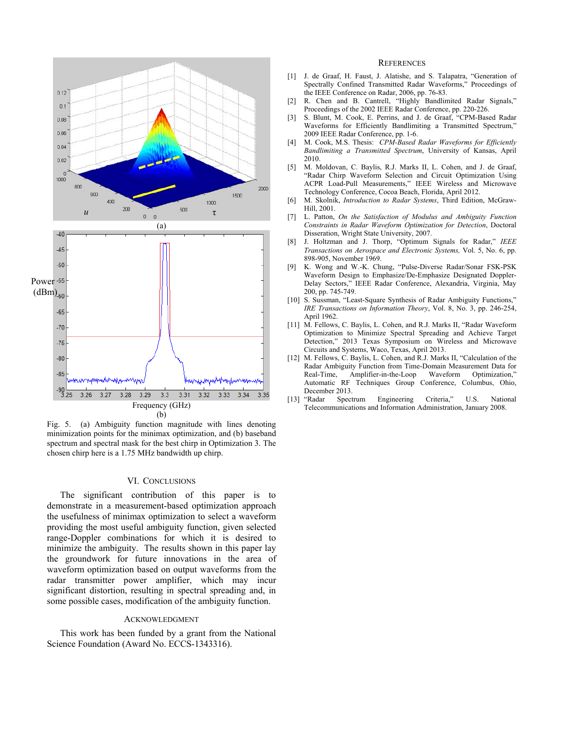0.12
0.1
0.08
0.06
0.04
0.02
0
1000
800
600
400
200
0
$u$
0
500
1000
1500
2000
$\tau$

(a)

-40
-45
-50
-55
-60
-65
-70
-75
-80
-85
-90

Power (dBm)

3.25 3.26 3.27 3.28 3.29 3.3 3.31 3.32 3.33 3.34 3.35

Frequency (GHz)

(b)

Fig. 5. (a) Ambiguity function magnitude with lines denoting minimization points for the minimax optimization, and (b) baseband spectrum and spectral mask for the best chirp in Optimization 3. The chosen chirp here is a 1.75 MHz bandwidth up chirp.

## VI. Conclusions

The significant contribution of this paper is to demonstrate in a measurement-based optimization approach the usefulness of minimax optimization to select a waveform providing the most useful ambiguity function, given selected range-Doppler combinations for which it is desired to minimize the ambiguity. The results shown in this paper lay the groundwork for future innovations in the area of waveform optimization based on output waveforms from the radar transmitter power amplifier, which may incur significant distortion, resulting in spectral spreading and, in some possible cases, modification of the ambiguity function.

## Acknowledgment

This work has been funded by a grant from the National Science Foundation (Award No. ECCS-1343316).

## References

[1] J. de Graaf, H. Faust, J. Alatishe, and S. Talapatra, "Generation of Spectrally Confined Transmitted Radar Waveforms," Proceedings of the IEEE Conference on Radar, 2006, pp. 76-83.

[2] R. Chen and B. Cantrell, "Highly Bandlimited Radar Signals," Proceedings of the 2002 IEEE Radar Conference, pp. 220-226.

[3] S. Blunt, M. Cook, E. Perrins, and J. de Graaf, "CPM-Based Radar Waveforms for Efficiently Bandlimiting a Transmitted Spectrum," 2009 IEEE Radar Conference, pp. 1-6.

[4] M. Cook, M.S. Thesis: *CPM-Based Radar Waveforms for Efficiently Bandlimiting a Transmitted Spectrum*, University of Kansas, April 2010.

[5] M. Moldovan, C. Baylis, R.J. Marks II, L. Cohen, and J. de Graaf, "Radar Chirp Waveform Selection and Circuit Optimization Using ACPR Load-Pull Measurements," IEEE Wireless and Microwave Technology Conference, Cocoa Beach, Florida, April 2012.

[6] M. Skolnik, *Introduction to Radar Systems*, Third Edition, McGraw-Hill, 2001.

[7] L. Patton, *On the Satisfaction of Modulus and Ambiguity Function Constraints in Radar Waveform Optimization for Detection*, Doctoral Disseration, Wright State University, 2007.

[8] J. Holtzman and J. Thorp, "Optimum Signals for Radar," *IEEE Transactions on Aerospace and Electronic Systems,* Vol. 5, No. 6, pp. 898-905, November 1969.

[9] K. Wong and W.-K. Chung, "Pulse-Diverse Radar/Sonar FSK-PSK Waveform Design to Emphasize/De-Emphasize Designated Doppler-Delay Sectors," IEEE Radar Conference, Alexandria, Virginia, May 200, pp. 745-749.

[10] S. Sussman, "Least-Square Synthesis of Radar Ambiguity Functions," *IRE Transactions on Information Theory*, Vol. 8, No. 3, pp. 246-254, April 1962.

[11] M. Fellows, C. Baylis, L. Cohen, and R.J. Marks II, "Radar Waveform Optimization to Minimize Spectral Spreading and Achieve Target Detection," 2013 Texas Symposium on Wireless and Microwave Circuits and Systems, Waco, Texas, April 2013.

[12] M. Fellows, C. Baylis, L. Cohen, and R.J. Marks II, "Calculation of the Radar Ambiguity Function from Time-Domain Measurement Data for Real-Time, Amplifier-in-the-Loop Waveform Optimization," Automatic RF Techniques Group Conference, Columbus, Ohio, December 2013.

[13] "Radar Spectrum Engineering Criteria," U.S. National Telecommunications and Information Administration, January 2008.